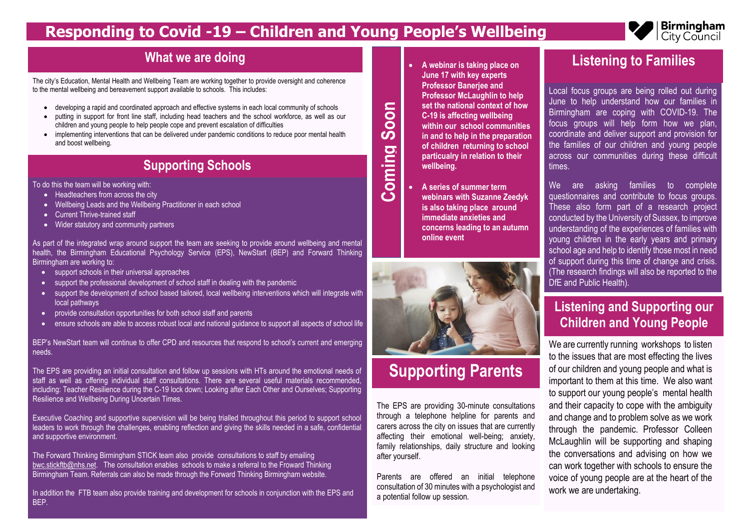# Responding to Covid -19 – Children and Young People's Wellbeing

## What we are doing

The city's Education, Mental Health and Wellbeing Team are working together to provide oversight and coherence to the mental wellbeing and bereavement support available to schools. This includes:

- developing a rapid and coordinated approach and effective systems in each local community of schools
- putting in support for front line staff, including head teachers and the school workforce, as well as our children and young people to help people cope and prevent escalation of difficulties
- implementing interventions that can be delivered under pandemic conditions to reduce poor mental health and boost wellbeing.

## Supporting Schools

To do this the team will be working with:

- Headteachers from across the city
- Wellbeing Leads and the Wellbeing Practitioner in each school
- Current Thrive-trained staff
- Wider statutory and community partners

As part of the integrated wrap around support the team are seeking to provide around wellbeing and mental health, the Birmingham Educational Psychology Service (EPS), NewStart (BEP) and Forward Thinking Birmingham are working to:

- support schools in their universal approaches
- support the professional development of school staff in dealing with the pandemic
- support the development of school based tailored, local wellbeing interventions which will integrate with local pathways
- provide consultation opportunities for both school staff and parents
- ensure schools are able to access robust local and national guidance to support all aspects of school life

BEP's NewStart team will continue to offer CPD and resources that respond to school's current and emerging needs.

The EPS are providing an initial consultation and follow up sessions with HTs around the emotional needs of staff as well as offering individual staff consultations. There are several useful materials recommended, including: Teacher Resilience during the C-19 lock down; Looking after Each Other and Ourselves; Supporting Resilience and Wellbeing During Uncertain Times.

Executive Coaching and supportive supervision will be being trialled throughout this period to support school leaders to work through the challenges, enabling reflection and giving the skills needed in a safe, confidential and supportive environment.

The Forward Thinking Birmingham STICK team also provide consultations to staff by emailing bwc.stickftb@nhs.net. The consultation enables schools to make a referral to the Froward Thinking Birmingham Team. Referrals can also be made through the Forward Thinking Birmingham website.

In addition the FTB team also provide training and development for schools in conjunction with the EPS and BEP.

## Coming Soon

- **A webinar is taking place on June 17 with key experts Professor Banerjee and Professor McLaughlin to help set the national context of how C-19 is affecting wellbeing within our school communities in and to help in the preparation of children returning to school particualry in relation to their wellbeing.**
- **A series of summer term webinars with Suzanne Zeedyk is also taking place around immediate anxieties and concerns leading to an autumn online event**

## Supporting Parents

The EPS are providing 30-minute consultations through a telephone helpline for parents and carers across the city on issues that are currently affecting their emotional well-being; anxiety, family relationships, daily structure and looking after yourself.

Parents are offered an initial telephone consultation of 30 minutes with a psychologist and a potential follow up session.

## Listening to Families

Local focus groups are being rolled out during June to help understand how our families in Birmingham are coping with COVID-19. The focus groups will help form how we plan, coordinate and deliver support and provision for the families of our children and young people across our communities during these difficult times.

We are asking families to complete questionnaires and contribute to focus groups. These also form part of a research project conducted by the University of Sussex, to improve understanding of the experiences of families with young children in the early years and primary school age and help to identify those most in need of support during this time of change and crisis. (The research findings will also be reported to the DfE and Public Health).

## Listening and Supporting our Children and Young People

We are currently running workshops to listen to the issues that are most effecting the lives of our children and young people and what is important to them at this time. We also want to support our young people's mental health and their capacity to cope with the ambiguity and change and to problem solve as we work through the pandemic. Professor Colleen McLaughlin will be supporting and shaping the conversations and advising on how we can work together with schools to ensure the voice of young people are at the heart of the work we are undertaking.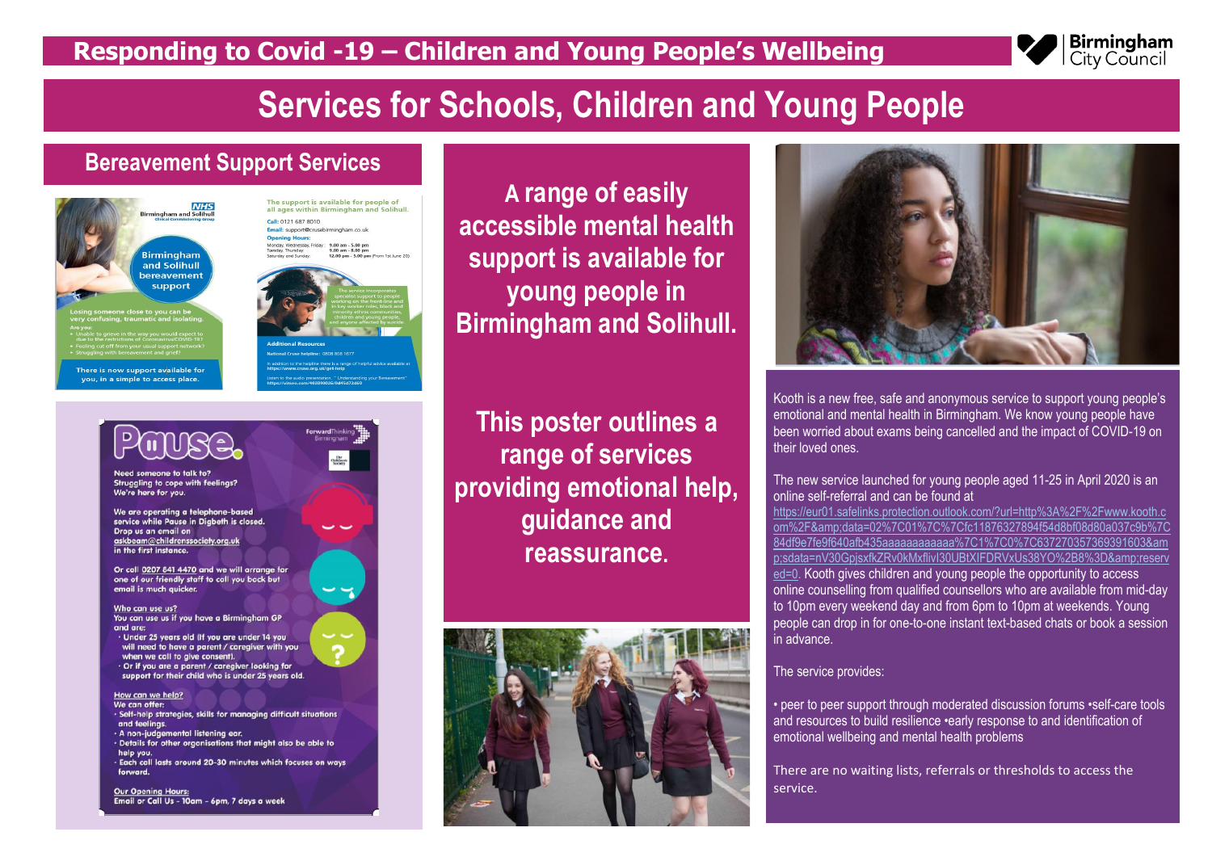# Responding to Covid -19 – Children and Young People's Wellbeing

Birmingham City Council

## Services for Schools, Children and Young People

### Bereavement Support Services

Birmingham and Solihull Clinical Commissioning Group

**Birmingham and Solihull bereavement support**

Losing someone close to you can be very confusing, traumatic and isolating.

Are you:

- Unable to grieve in the way you would expect to due to the restrictions of Coronavirus/COVID-19?
- Feeling cut off from your usual support network?
- Struggling with bereavement and grief?

There is now support available for you, in a simple to access place.

The support is available for people of all ages within Birmingham and Solihull.

**Call:** 0121 687 8010

**Email:** support@crusebirmingham.co.uk

**Opening Hours:**

Monday, Wednesday, Friday: 9.00 am - 5.00 pm
Tuesday, Thursday: 9.00 am - 8.00 pm
Saturday and Sunday: 12.00 pm - 5.00 pm (from 1st June 20)

The service incorporates specialist support to people working on the front-line and in key worker roles, black and minority ethnic communities, children and young people, and anyone affected by suicide.

**Additional Resources**

National Cruse helpline: 0808 808 1677

In addition to the helpline there is a range of helpful advice available at https://www.cruse.org.uk/get-help

Listen to the audio presentation - " Understanding your Bereavement" https://vimeo.com/402090026/0d45a72d60

**Pause.**

ForwardThinking Birmingham

Need someone to talk to?
Struggling to cope with feelings?
We're here for you.

We are operating a telephone-based service while Pause in Digbeth is closed.
Drop us an email on askbeam@childrenssociety.org.uk in the first instance.

Or call 0207 841 4470 and we will arrange for one of our friendly staff to call you back but email is much quicker.

**Who can use us?**
You can use us if you have a Birmingham GP and are:

- Under 25 years old (If you are under 14 you will need to have a parent / caregiver with you when we call to give consent).
- Or if you are a parent / caregiver looking for support for their child who is under 25 years old.

**How can we help?**
We can offer:

- Self-help strategies, skills for managing difficult situations and feelings.
- A non-judgemental listening ear.
- Details for other organisations that might also be able to help you.
- Each call lasts around 20-30 minutes which focuses on ways forward.

**Our Opening Hours:**
Email or Call Us - 10am - 6pm, 7 days a week

**A range of easily accessible mental health support is available for young people in Birmingham and Solihull.**

**This poster outlines a range of services providing emotional help, guidance and reassurance.**

Kooth is a new free, safe and anonymous service to support young people's emotional and mental health in Birmingham. We know young people have been worried about exams being cancelled and the impact of COVID-19 on their loved ones.

The new service launched for young people aged 11-25 in April 2020 is an online self-referral and can be found at https://eur01.safelinks.protection.outlook.com/?url=http%3A%2F%2Fwww.kooth.com%2F&amp;data=02%7C01%7C%7Cfc11876327894f54d8bf08d80a037c9b%7C84df9e7fe9f640afb435aaaaaaaaaaaa%7C1%7C0%7C637270357369391603&amp;sdata=nV30GpjsxfkZRv0kMxflivI30UBtXIFDRVxUs38YO%2B8%3D&amp;reserved=0. Kooth gives children and young people the opportunity to access online counselling from qualified counsellors who are available from mid-day to 10pm every weekend day and from 6pm to 10pm at weekends. Young people can drop in for one-to-one instant text-based chats or book a session in advance.

The service provides:

• peer to peer support through moderated discussion forums •self-care tools and resources to build resilience •early response to and identification of emotional wellbeing and mental health problems

There are no waiting lists, referrals or thresholds to access the service.